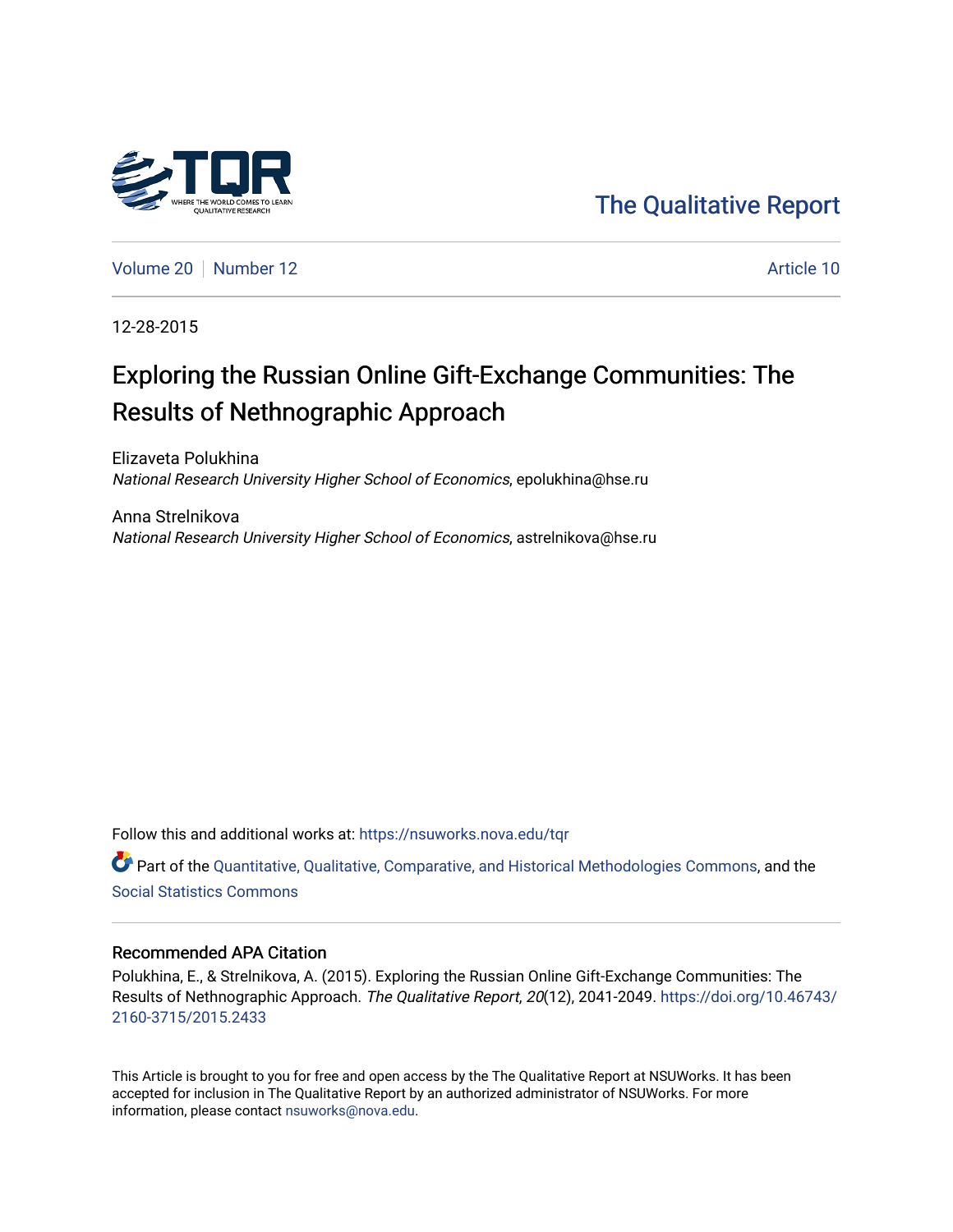The Qualitative Report

Volume 20 | Number 12 | Article 10

12-28-2015

# Exploring the Russian Online Gift-Exchange Communities: The Results of Nethnographic Approach

Elizaveta Polukhina
*National Research University Higher School of Economics*, epolukhina@hse.ru

Anna Strelnikova
*National Research University Higher School of Economics*, astrelnikova@hse.ru

Follow this and additional works at: https://nsuworks.nova.edu/tqr

Part of the Quantitative, Qualitative, Comparative, and Historical Methodologies Commons, and the Social Statistics Commons

## Recommended APA Citation

Polukhina, E., & Strelnikova, A. (2015). Exploring the Russian Online Gift-Exchange Communities: The Results of Nethnographic Approach. *The Qualitative Report*, *20*(12), 2041-2049. https://doi.org/10.46743/2160-3715/2015.2433

This Article is brought to you for free and open access by the The Qualitative Report at NSUWorks. It has been accepted for inclusion in The Qualitative Report by an authorized administrator of NSUWorks. For more information, please contact nsuworks@nova.edu.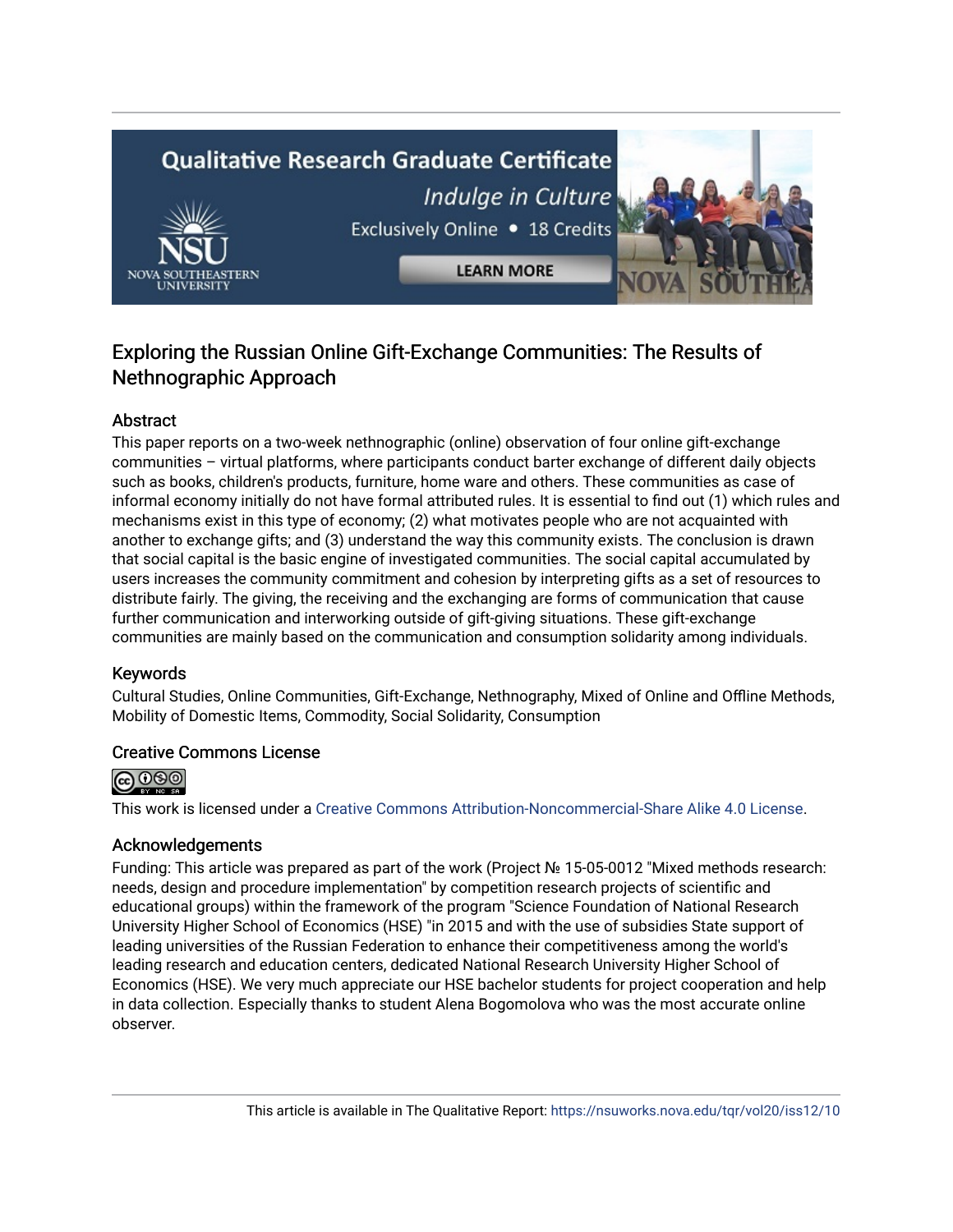# Exploring the Russian Online Gift-Exchange Communities: The Results of Nethnographic Approach

## Abstract

This paper reports on a two-week nethnographic (online) observation of four online gift-exchange communities – virtual platforms, where participants conduct barter exchange of different daily objects such as books, children's products, furniture, home ware and others. These communities as case of informal economy initially do not have formal attributed rules. It is essential to find out (1) which rules and mechanisms exist in this type of economy; (2) what motivates people who are not acquainted with another to exchange gifts; and (3) understand the way this community exists. The conclusion is drawn that social capital is the basic engine of investigated communities. The social capital accumulated by users increases the community commitment and cohesion by interpreting gifts as a set of resources to distribute fairly. The giving, the receiving and the exchanging are forms of communication that cause further communication and interworking outside of gift-giving situations. These gift-exchange communities are mainly based on the communication and consumption solidarity among individuals.

## Keywords

Cultural Studies, Online Communities, Gift-Exchange, Nethnography, Mixed of Online and Offline Methods, Mobility of Domestic Items, Commodity, Social Solidarity, Consumption

## Creative Commons License

This work is licensed under a Creative Commons Attribution-Noncommercial-Share Alike 4.0 License.

## Acknowledgements

Funding: This article was prepared as part of the work (Project № 15-05-0012 "Mixed methods research: needs, design and procedure implementation" by competition research projects of scientific and educational groups) within the framework of the program "Science Foundation of National Research University Higher School of Economics (HSE) "in 2015 and with the use of subsidies State support of leading universities of the Russian Federation to enhance their competitiveness among the world's leading research and education centers, dedicated National Research University Higher School of Economics (HSE). We very much appreciate our HSE bachelor students for project cooperation and help in data collection. Especially thanks to student Alena Bogomolova who was the most accurate online observer.

This article is available in The Qualitative Report: https://nsuworks.nova.edu/tqr/vol20/iss12/10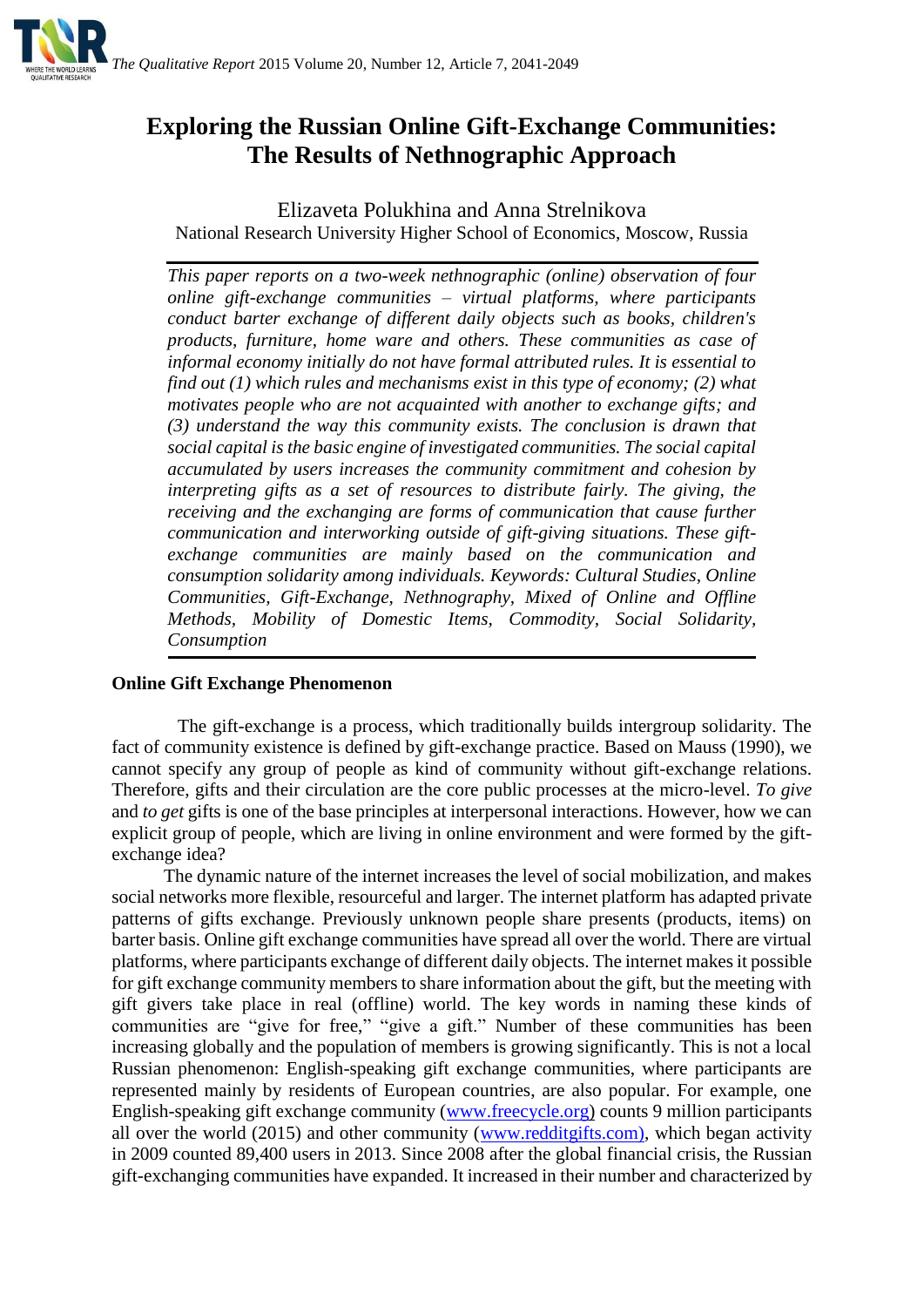# Exploring the Russian Online Gift-Exchange Communities: The Results of Nethnographic Approach

Elizaveta Polukhina and Anna Strelnikova
National Research University Higher School of Economics, Moscow, Russia

*This paper reports on a two-week nethnographic (online) observation of four online gift-exchange communities – virtual platforms, where participants conduct barter exchange of different daily objects such as books, children's products, furniture, home ware and others. These communities as case of informal economy initially do not have formal attributed rules. It is essential to find out (1) which rules and mechanisms exist in this type of economy; (2) what motivates people who are not acquainted with another to exchange gifts; and (3) understand the way this community exists. The conclusion is drawn that social capital is the basic engine of investigated communities. The social capital accumulated by users increases the community commitment and cohesion by interpreting gifts as a set of resources to distribute fairly. The giving, the receiving and the exchanging are forms of communication that cause further communication and interworking outside of gift-giving situations. These gift-exchange communities are mainly based on the communication and consumption solidarity among individuals. Keywords: Cultural Studies, Online Communities, Gift-Exchange, Nethnography, Mixed of Online and Offline Methods, Mobility of Domestic Items, Commodity, Social Solidarity, Consumption*

## Online Gift Exchange Phenomenon

The gift-exchange is a process, which traditionally builds intergroup solidarity. The fact of community existence is defined by gift-exchange practice. Based on Mauss (1990), we cannot specify any group of people as kind of community without gift-exchange relations. Therefore, gifts and their circulation are the core public processes at the micro-level. *To give* and *to get* gifts is one of the base principles at interpersonal interactions. However, how we can explicit group of people, which are living in online environment and were formed by the gift-exchange idea?

The dynamic nature of the internet increases the level of social mobilization, and makes social networks more flexible, resourceful and larger. The internet platform has adapted private patterns of gifts exchange. Previously unknown people share presents (products, items) on barter basis. Online gift exchange communities have spread all over the world. There are virtual platforms, where participants exchange of different daily objects. The internet makes it possible for gift exchange community members to share information about the gift, but the meeting with gift givers take place in real (offline) world. The key words in naming these kinds of communities are "give for free," "give a gift." Number of these communities has been increasing globally and the population of members is growing significantly. This is not a local Russian phenomenon: English-speaking gift exchange communities, where participants are represented mainly by residents of European countries, are also popular. For example, one English-speaking gift exchange community (www.freecycle.org) counts 9 million participants all over the world (2015) and other community (www.redditgifts.com), which began activity in 2009 counted 89,400 users in 2013. Since 2008 after the global financial crisis, the Russian gift-exchanging communities have expanded. It increased in their number and characterized by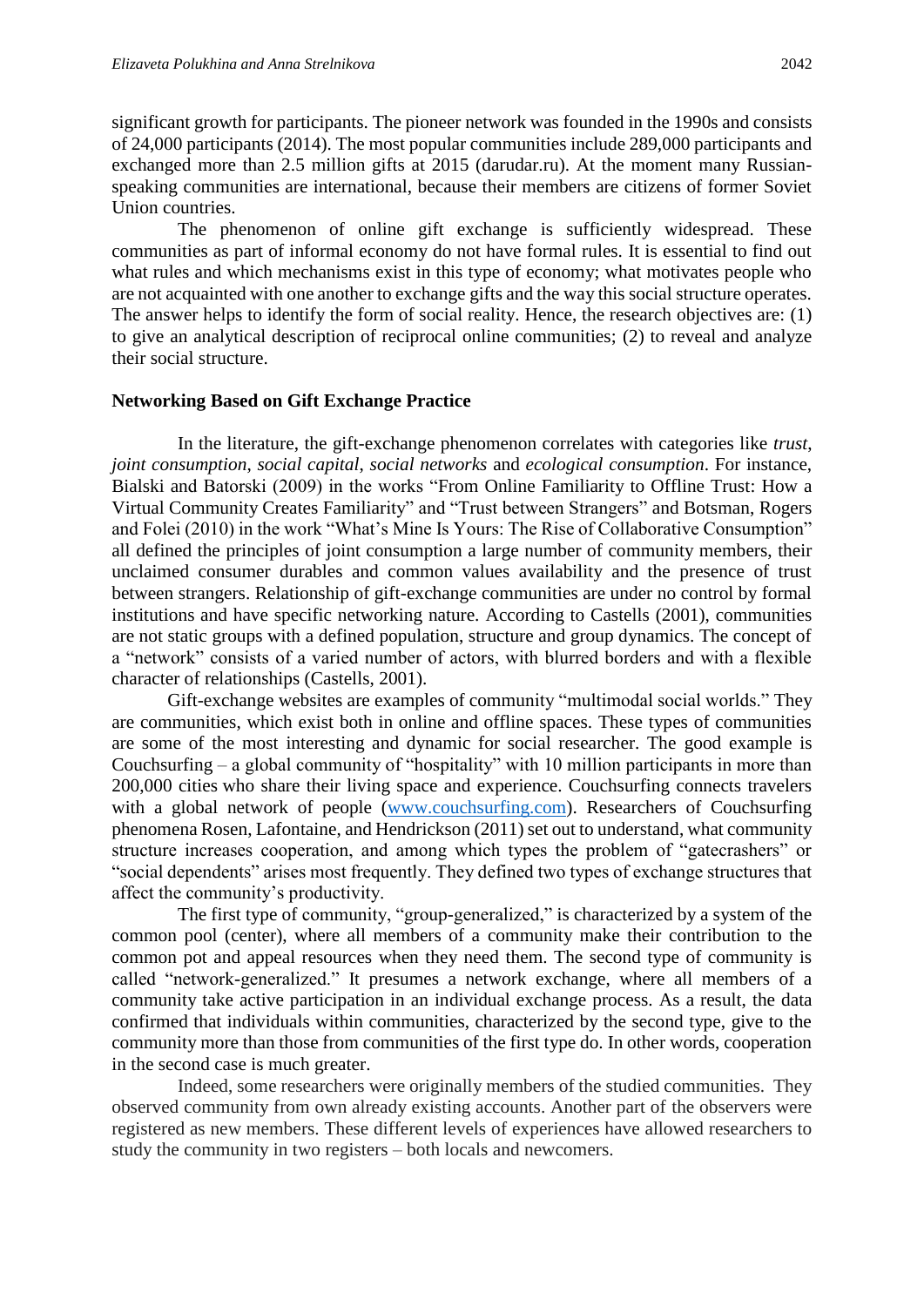significant growth for participants. The pioneer network was founded in the 1990s and consists of 24,000 participants (2014). The most popular communities include 289,000 participants and exchanged more than 2.5 million gifts at 2015 (darudar.ru). At the moment many Russian-speaking communities are international, because their members are citizens of former Soviet Union countries.

The phenomenon of online gift exchange is sufficiently widespread. These communities as part of informal economy do not have formal rules. It is essential to find out what rules and which mechanisms exist in this type of economy; what motivates people who are not acquainted with one another to exchange gifts and the way this social structure operates. The answer helps to identify the form of social reality. Hence, the research objectives are: (1) to give an analytical description of reciprocal online communities; (2) to reveal and analyze their social structure.

## Networking Based on Gift Exchange Practice

In the literature, the gift-exchange phenomenon correlates with categories like *trust*, *joint consumption*, *social capital*, *social networks* and *ecological consumption*. For instance, Bialski and Batorski (2009) in the works "From Online Familiarity to Offline Trust: How a Virtual Community Creates Familiarity" and "Trust between Strangers" and Botsman, Rogers and Folei (2010) in the work "What's Mine Is Yours: The Rise of Collaborative Consumption" all defined the principles of joint consumption a large number of community members, their unclaimed consumer durables and common values availability and the presence of trust between strangers. Relationship of gift-exchange communities are under no control by formal institutions and have specific networking nature. According to Castells (2001), communities are not static groups with a defined population, structure and group dynamics. The concept of a "network" consists of a varied number of actors, with blurred borders and with a flexible character of relationships (Castells, 2001).

Gift-exchange websites are examples of community "multimodal social worlds." They are communities, which exist both in online and offline spaces. These types of communities are some of the most interesting and dynamic for social researcher. The good example is Couchsurfing – a global community of "hospitality" with 10 million participants in more than 200,000 cities who share their living space and experience. Couchsurfing connects travelers with a global network of people (www.couchsurfing.com). Researchers of Couchsurfing phenomena Rosen, Lafontaine, and Hendrickson (2011) set out to understand, what community structure increases cooperation, and among which types the problem of "gatecrashers" or "social dependents" arises most frequently. They defined two types of exchange structures that affect the community's productivity.

The first type of community, "group-generalized," is characterized by a system of the common pool (center), where all members of a community make their contribution to the common pot and appeal resources when they need them. The second type of community is called "network-generalized." It presumes a network exchange, where all members of a community take active participation in an individual exchange process. As a result, the data confirmed that individuals within communities, characterized by the second type, give to the community more than those from communities of the first type do. In other words, cooperation in the second case is much greater.

Indeed, some researchers were originally members of the studied communities. They observed community from own already existing accounts. Another part of the observers were registered as new members. These different levels of experiences have allowed researchers to study the community in two registers – both locals and newcomers.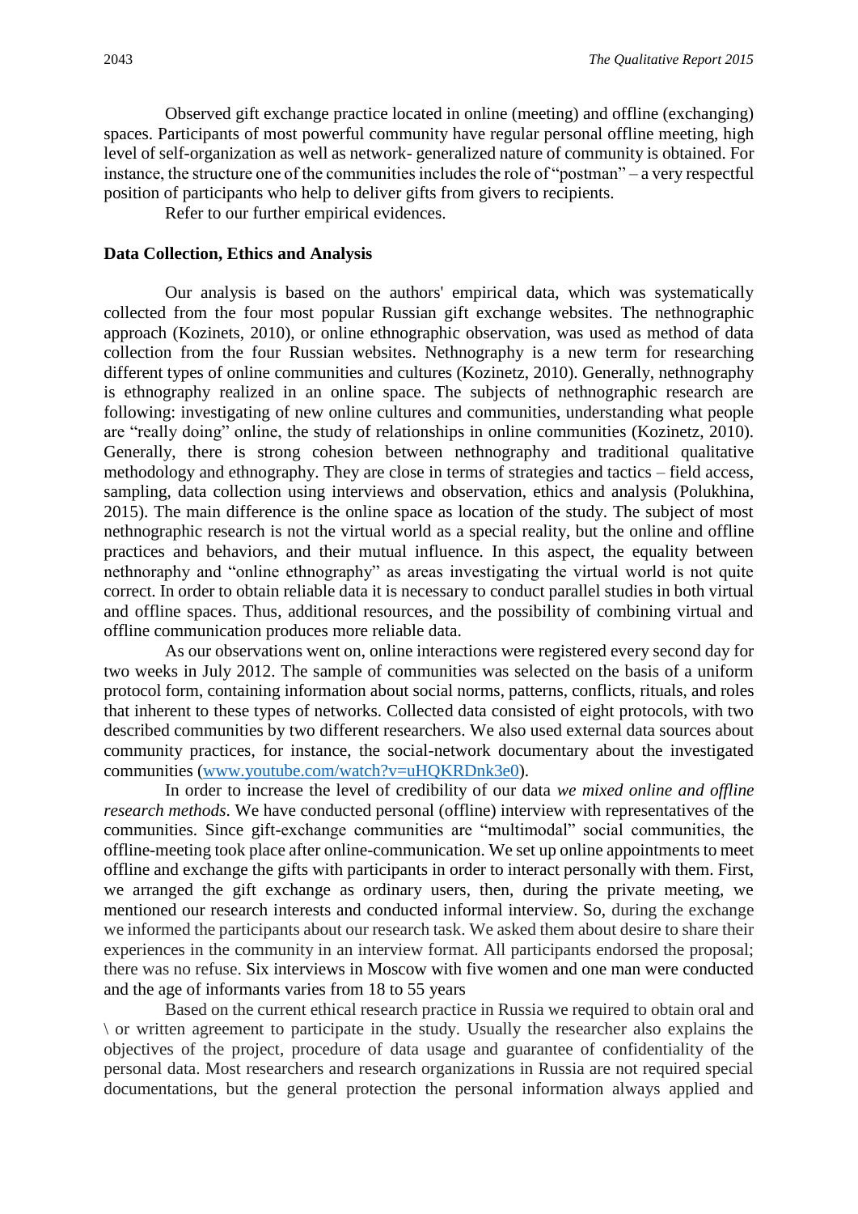Observed gift exchange practice located in online (meeting) and offline (exchanging) spaces. Participants of most powerful community have regular personal offline meeting, high level of self-organization as well as network- generalized nature of community is obtained. For instance, the structure one of the communities includes the role of "postman" – a very respectful position of participants who help to deliver gifts from givers to recipients.

Refer to our further empirical evidences.

## Data Collection, Ethics and Analysis

Our analysis is based on the authors' empirical data, which was systematically collected from the four most popular Russian gift exchange websites. The nethnographic approach (Kozinets, 2010), or online ethnographic observation, was used as method of data collection from the four Russian websites. Nethnography is a new term for researching different types of online communities and cultures (Kozinetz, 2010). Generally, nethnography is ethnography realized in an online space. The subjects of nethnographic research are following: investigating of new online cultures and communities, understanding what people are "really doing" online, the study of relationships in online communities (Kozinetz, 2010). Generally, there is strong cohesion between nethnography and traditional qualitative methodology and ethnography. They are close in terms of strategies and tactics – field access, sampling, data collection using interviews and observation, ethics and analysis (Polukhina, 2015). The main difference is the online space as location of the study. The subject of most nethnographic research is not the virtual world as a special reality, but the online and offline practices and behaviors, and their mutual influence. In this aspect, the equality between nethnoraphy and "online ethnography" as areas investigating the virtual world is not quite correct. In order to obtain reliable data it is necessary to conduct parallel studies in both virtual and offline spaces. Thus, additional resources, and the possibility of combining virtual and offline communication produces more reliable data.

As our observations went on, online interactions were registered every second day for two weeks in July 2012. The sample of communities was selected on the basis of a uniform protocol form, containing information about social norms, patterns, conflicts, rituals, and roles that inherent to these types of networks. Collected data consisted of eight protocols, with two described communities by two different researchers. We also used external data sources about community practices, for instance, the social-network documentary about the investigated communities ([www.youtube.com/watch?v=uHQKRDnk3e0](www.youtube.com/watch?v=uHQKRDnk3e0)).

In order to increase the level of credibility of our data *we mixed online and offline research methods*. We have conducted personal (offline) interview with representatives of the communities. Since gift-exchange communities are "multimodal" social communities, the offline-meeting took place after online-communication. We set up online appointments to meet offline and exchange the gifts with participants in order to interact personally with them. First, we arranged the gift exchange as ordinary users, then, during the private meeting, we mentioned our research interests and conducted informal interview. So, during the exchange we informed the participants about our research task. We asked them about desire to share their experiences in the community in an interview format. All participants endorsed the proposal; there was no refuse. Six interviews in Moscow with five women and one man were conducted and the age of informants varies from 18 to 55 years

Based on the current ethical research practice in Russia we required to obtain oral and \ or written agreement to participate in the study. Usually the researcher also explains the objectives of the project, procedure of data usage and guarantee of confidentiality of the personal data. Most researchers and research organizations in Russia are not required special documentations, but the general protection the personal information always applied and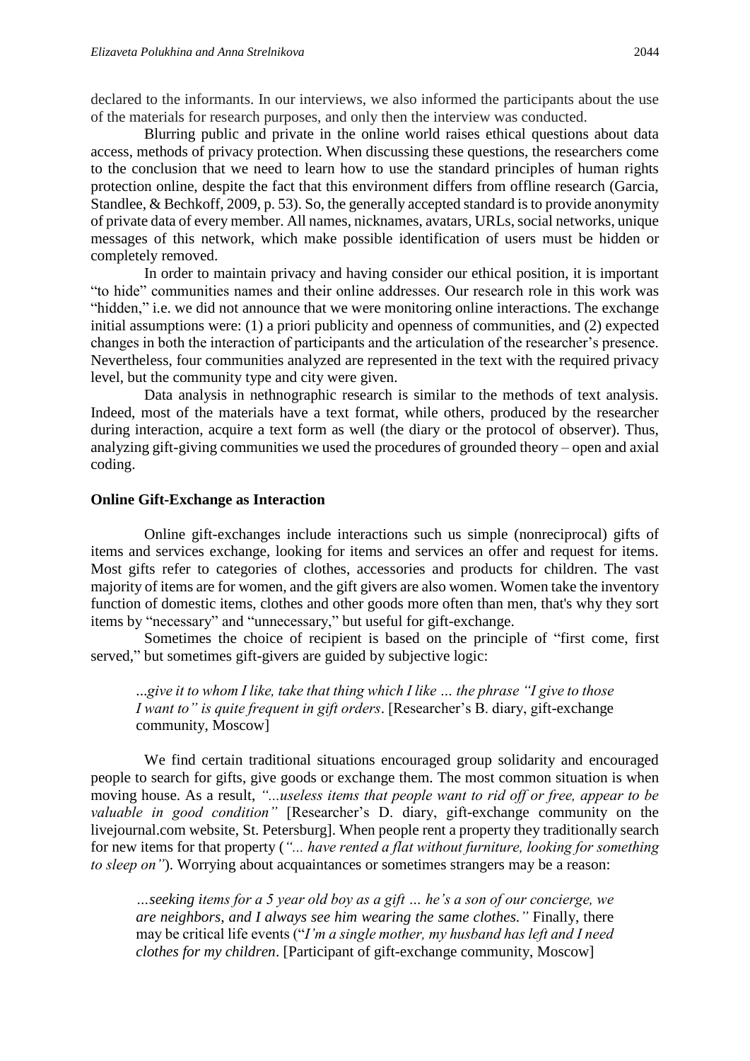declared to the informants. In our interviews, we also informed the participants about the use of the materials for research purposes, and only then the interview was conducted.

Blurring public and private in the online world raises ethical questions about data access, methods of privacy protection. When discussing these questions, the researchers come to the conclusion that we need to learn how to use the standard principles of human rights protection online, despite the fact that this environment differs from offline research (Garcia, Standlee, & Bechkoff, 2009, p. 53). So, the generally accepted standard is to provide anonymity of private data of every member. All names, nicknames, avatars, URLs, social networks, unique messages of this network, which make possible identification of users must be hidden or completely removed.

In order to maintain privacy and having consider our ethical position, it is important "to hide" communities names and their online addresses. Our research role in this work was "hidden," i.e. we did not announce that we were monitoring online interactions. The exchange initial assumptions were: (1) a priori publicity and openness of communities, and (2) expected changes in both the interaction of participants and the articulation of the researcher's presence. Nevertheless, four communities analyzed are represented in the text with the required privacy level, but the community type and city were given.

Data analysis in nethnographic research is similar to the methods of text analysis. Indeed, most of the materials have a text format, while others, produced by the researcher during interaction, acquire a text form as well (the diary or the protocol of observer). Thus, analyzing gift-giving communities we used the procedures of grounded theory – open and axial coding.

### Online Gift-Exchange as Interaction

Online gift-exchanges include interactions such us simple (nonreciprocal) gifts of items and services exchange, looking for items and services an offer and request for items. Most gifts refer to categories of clothes, accessories and products for children. The vast majority of items are for women, and the gift givers are also women. Women take the inventory function of domestic items, clothes and other goods more often than men, that's why they sort items by "necessary" and "unnecessary," but useful for gift-exchange.

Sometimes the choice of recipient is based on the principle of "first come, first served," but sometimes gift-givers are guided by subjective logic:

> *...give it to whom I like, take that thing which I like … the phrase "I give to those I want to" is quite frequent in gift orders*. [Researcher's B. diary, gift-exchange community, Moscow]

We find certain traditional situations encouraged group solidarity and encouraged people to search for gifts, give goods or exchange them. The most common situation is when moving house. As a result, *"...useless items that people want to rid off or free, appear to be valuable in good condition"* [Researcher's D. diary, gift-exchange community on the livejournal.com website, St. Petersburg]. When people rent a property they traditionally search for new items for that property (*"... have rented a flat without furniture, looking for something to sleep on"*). Worrying about acquaintances or sometimes strangers may be a reason:

> *…seeking items for a 5 year old boy as a gift … he's a son of our concierge, we are neighbors, and I always see him wearing the same clothes."* Finally, there may be critical life events ("*I'm a single mother, my husband has left and I need clothes for my children*. [Participant of gift-exchange community, Moscow]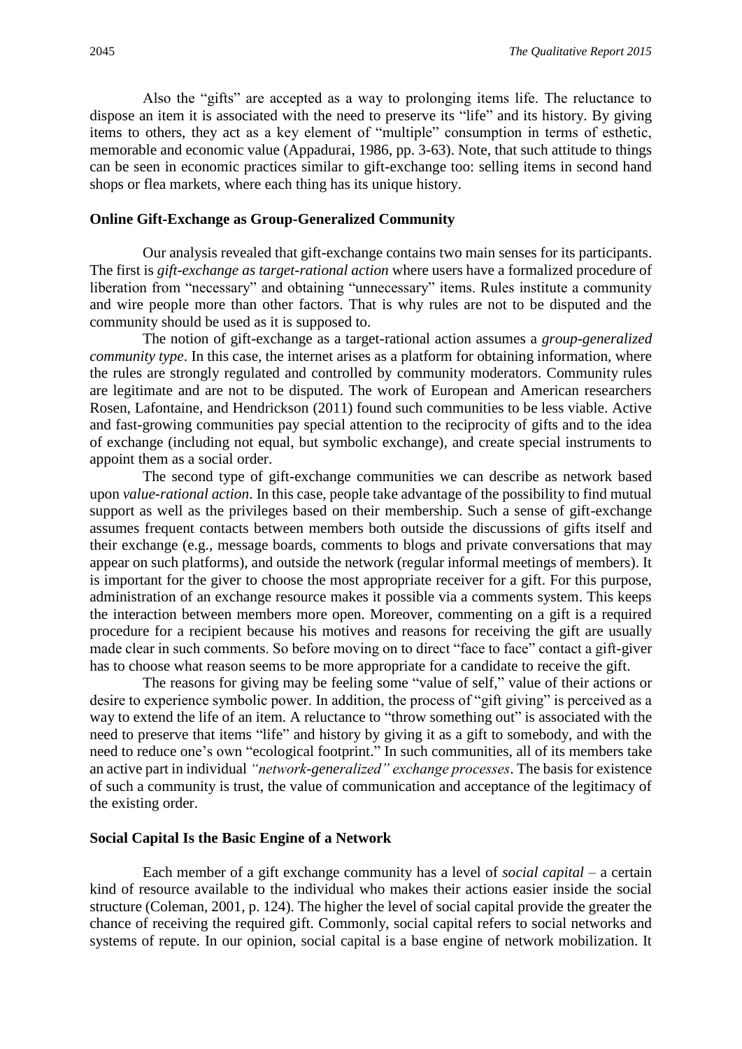Also the "gifts" are accepted as a way to prolonging items life. The reluctance to dispose an item it is associated with the need to preserve its "life" and its history. By giving items to others, they act as a key element of "multiple" consumption in terms of esthetic, memorable and economic value (Appadurai, 1986, pp. 3-63). Note, that such attitude to things can be seen in economic practices similar to gift-exchange too: selling items in second hand shops or flea markets, where each thing has its unique history.

### Online Gift-Exchange as Group-Generalized Community

Our analysis revealed that gift-exchange contains two main senses for its participants. The first is *gift-exchange as target-rational action* where users have a formalized procedure of liberation from "necessary" and obtaining "unnecessary" items. Rules institute a community and wire people more than other factors. That is why rules are not to be disputed and the community should be used as it is supposed to.

The notion of gift-exchange as a target-rational action assumes a *group-generalized community type*. In this case, the internet arises as a platform for obtaining information, where the rules are strongly regulated and controlled by community moderators. Community rules are legitimate and are not to be disputed. The work of European and American researchers Rosen, Lafontaine, and Hendrickson (2011) found such communities to be less viable. Active and fast-growing communities pay special attention to the reciprocity of gifts and to the idea of exchange (including not equal, but symbolic exchange), and create special instruments to appoint them as a social order.

The second type of gift-exchange communities we can describe as network based upon *value-rational action*. In this case, people take advantage of the possibility to find mutual support as well as the privileges based on their membership. Such a sense of gift-exchange assumes frequent contacts between members both outside the discussions of gifts itself and their exchange (e.g., message boards, comments to blogs and private conversations that may appear on such platforms), and outside the network (regular informal meetings of members). It is important for the giver to choose the most appropriate receiver for a gift. For this purpose, administration of an exchange resource makes it possible via a comments system. This keeps the interaction between members more open. Moreover, commenting on a gift is a required procedure for a recipient because his motives and reasons for receiving the gift are usually made clear in such comments. So before moving on to direct "face to face" contact a gift-giver has to choose what reason seems to be more appropriate for a candidate to receive the gift.

The reasons for giving may be feeling some "value of self," value of their actions or desire to experience symbolic power. In addition, the process of "gift giving" is perceived as a way to extend the life of an item. A reluctance to "throw something out" is associated with the need to preserve that items "life" and history by giving it as a gift to somebody, and with the need to reduce one's own "ecological footprint." In such communities, all of its members take an active part in individual *"network-generalized" exchange processes*. The basis for existence of such a community is trust, the value of communication and acceptance of the legitimacy of the existing order.

### Social Capital Is the Basic Engine of a Network

Each member of a gift exchange community has a level of *social capital* – a certain kind of resource available to the individual who makes their actions easier inside the social structure (Coleman, 2001, p. 124). The higher the level of social capital provide the greater the chance of receiving the required gift. Commonly, social capital refers to social networks and systems of repute. In our opinion, social capital is a base engine of network mobilization. It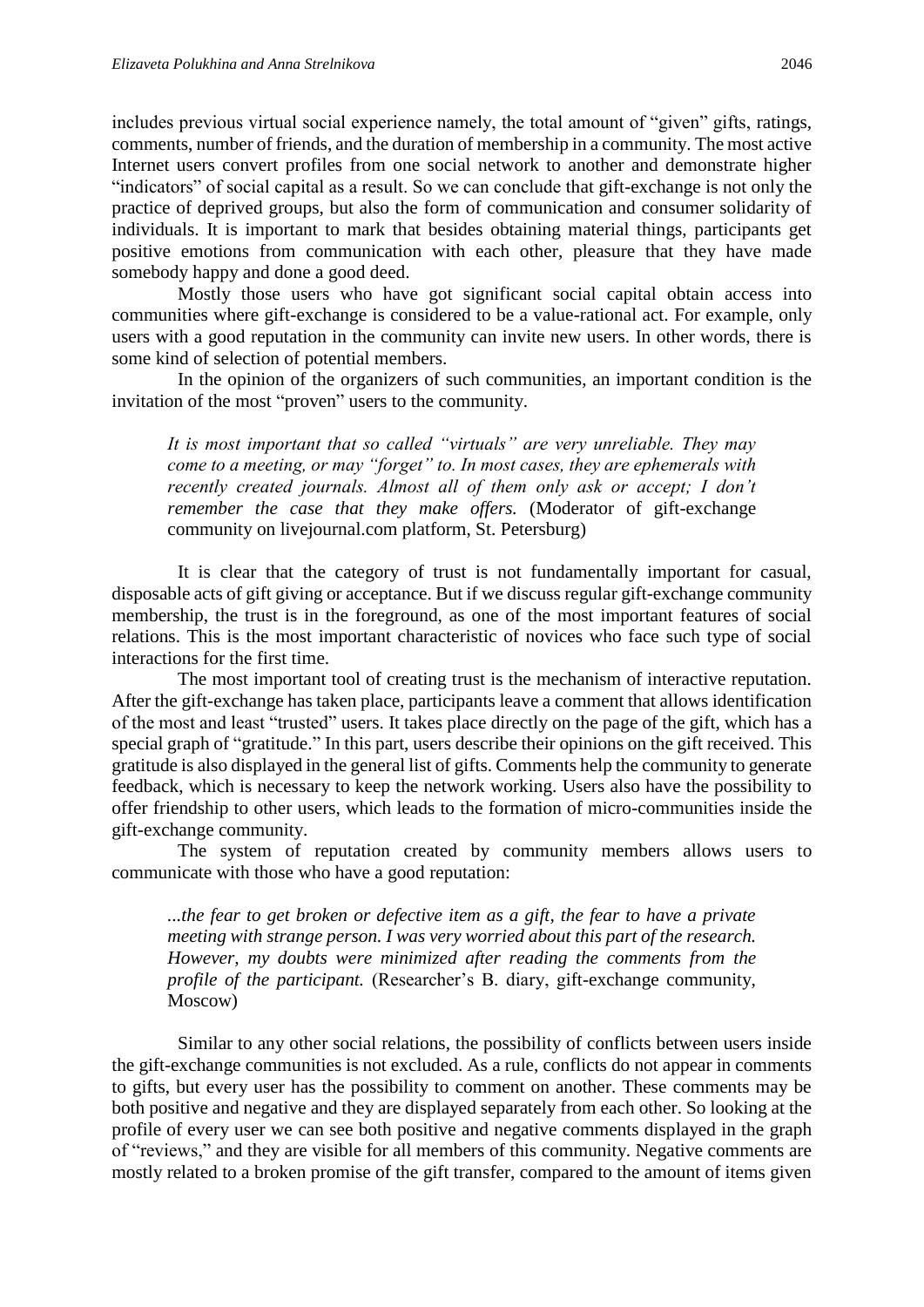includes previous virtual social experience namely, the total amount of "given" gifts, ratings, comments, number of friends, and the duration of membership in a community. The most active Internet users convert profiles from one social network to another and demonstrate higher "indicators" of social capital as a result. So we can conclude that gift-exchange is not only the practice of deprived groups, but also the form of communication and consumer solidarity of individuals. It is important to mark that besides obtaining material things, participants get positive emotions from communication with each other, pleasure that they have made somebody happy and done a good deed.

Mostly those users who have got significant social capital obtain access into communities where gift-exchange is considered to be a value-rational act. For example, only users with a good reputation in the community can invite new users. In other words, there is some kind of selection of potential members.

In the opinion of the organizers of such communities, an important condition is the invitation of the most "proven" users to the community.

> *It is most important that so called "virtuals" are very unreliable. They may come to a meeting, or may "forget" to. In most cases, they are ephemerals with recently created journals. Almost all of them only ask or accept; I don't remember the case that they make offers.* (Moderator of gift-exchange community on livejournal.com platform, St. Petersburg)

It is clear that the category of trust is not fundamentally important for casual, disposable acts of gift giving or acceptance. But if we discuss regular gift-exchange community membership, the trust is in the foreground, as one of the most important features of social relations. This is the most important characteristic of novices who face such type of social interactions for the first time.

The most important tool of creating trust is the mechanism of interactive reputation. After the gift-exchange has taken place, participants leave a comment that allows identification of the most and least "trusted" users. It takes place directly on the page of the gift, which has a special graph of "gratitude." In this part, users describe their opinions on the gift received. This gratitude is also displayed in the general list of gifts. Comments help the community to generate feedback, which is necessary to keep the network working. Users also have the possibility to offer friendship to other users, which leads to the formation of micro-communities inside the gift-exchange community.

The system of reputation created by community members allows users to communicate with those who have a good reputation:

> *...the fear to get broken or defective item as a gift, the fear to have a private meeting with strange person. I was very worried about this part of the research. However, my doubts were minimized after reading the comments from the profile of the participant.* (Researcher's B. diary, gift-exchange community, Moscow)

Similar to any other social relations, the possibility of conflicts between users inside the gift-exchange communities is not excluded. As a rule, conflicts do not appear in comments to gifts, but every user has the possibility to comment on another. These comments may be both positive and negative and they are displayed separately from each other. So looking at the profile of every user we can see both positive and negative comments displayed in the graph of "reviews," and they are visible for all members of this community. Negative comments are mostly related to a broken promise of the gift transfer, compared to the amount of items given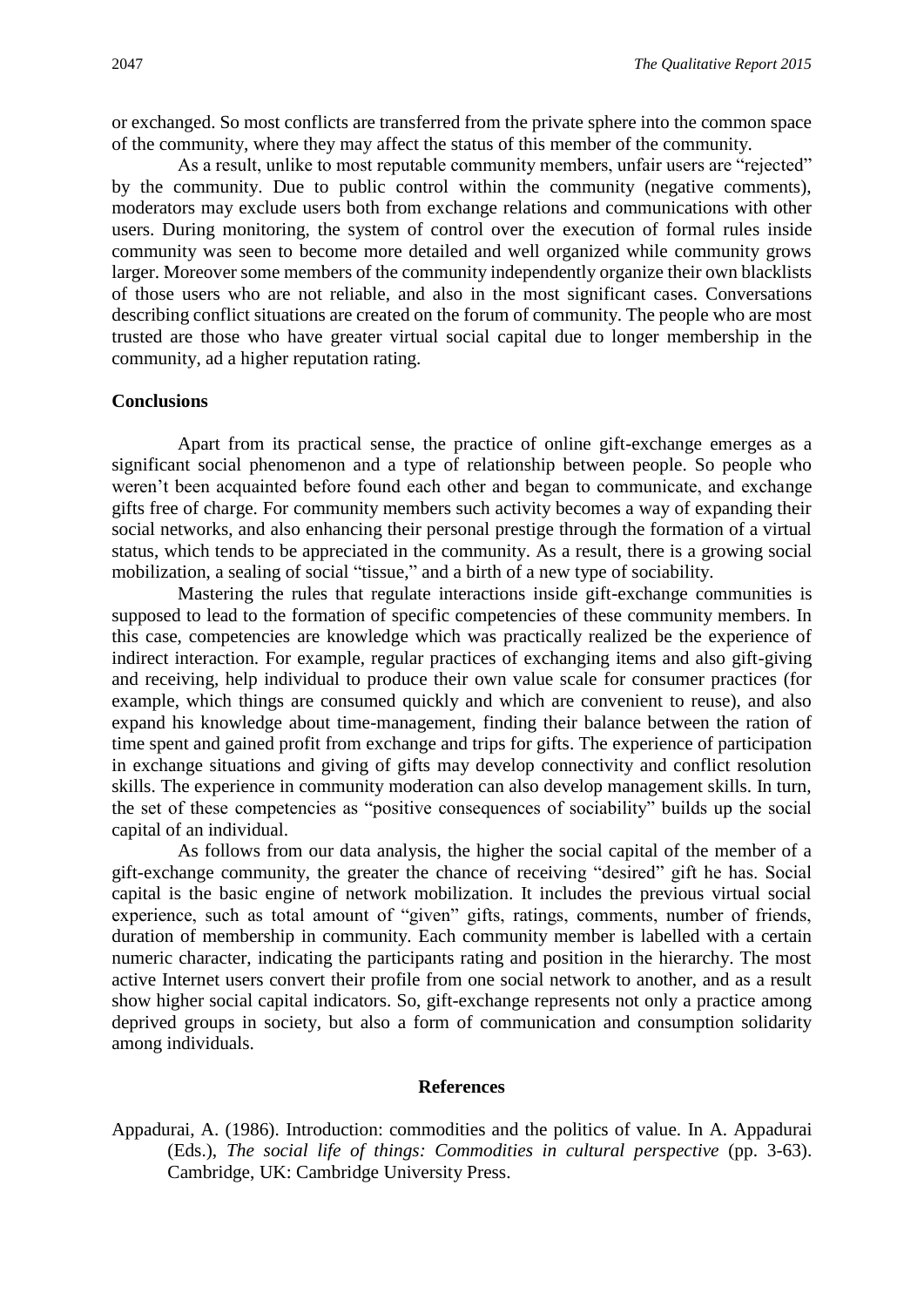or exchanged. So most conflicts are transferred from the private sphere into the common space of the community, where they may affect the status of this member of the community.

As a result, unlike to most reputable community members, unfair users are "rejected" by the community. Due to public control within the community (negative comments), moderators may exclude users both from exchange relations and communications with other users. During monitoring, the system of control over the execution of formal rules inside community was seen to become more detailed and well organized while community grows larger. Moreover some members of the community independently organize their own blacklists of those users who are not reliable, and also in the most significant cases. Conversations describing conflict situations are created on the forum of community. The people who are most trusted are those who have greater virtual social capital due to longer membership in the community, ad a higher reputation rating.

## Conclusions

Apart from its practical sense, the practice of online gift-exchange emerges as a significant social phenomenon and a type of relationship between people. So people who weren't been acquainted before found each other and began to communicate, and exchange gifts free of charge. For community members such activity becomes a way of expanding their social networks, and also enhancing their personal prestige through the formation of a virtual status, which tends to be appreciated in the community. As a result, there is a growing social mobilization, a sealing of social "tissue," and a birth of a new type of sociability.

Mastering the rules that regulate interactions inside gift-exchange communities is supposed to lead to the formation of specific competencies of these community members. In this case, competencies are knowledge which was practically realized be the experience of indirect interaction. For example, regular practices of exchanging items and also gift-giving and receiving, help individual to produce their own value scale for consumer practices (for example, which things are consumed quickly and which are convenient to reuse), and also expand his knowledge about time-management, finding their balance between the ration of time spent and gained profit from exchange and trips for gifts. The experience of participation in exchange situations and giving of gifts may develop connectivity and conflict resolution skills. The experience in community moderation can also develop management skills. In turn, the set of these competencies as "positive consequences of sociability" builds up the social capital of an individual.

As follows from our data analysis, the higher the social capital of the member of a gift-exchange community, the greater the chance of receiving "desired" gift he has. Social capital is the basic engine of network mobilization. It includes the previous virtual social experience, such as total amount of "given" gifts, ratings, comments, number of friends, duration of membership in community. Each community member is labelled with a certain numeric character, indicating the participants rating and position in the hierarchy. The most active Internet users convert their profile from one social network to another, and as a result show higher social capital indicators. So, gift-exchange represents not only a practice among deprived groups in society, but also a form of communication and consumption solidarity among individuals.

## References

Appadurai, A. (1986). Introduction: commodities and the politics of value. In A. Appadurai (Eds.), *The social life of things: Commodities in cultural perspective* (pp. 3-63). Cambridge, UK: Cambridge University Press.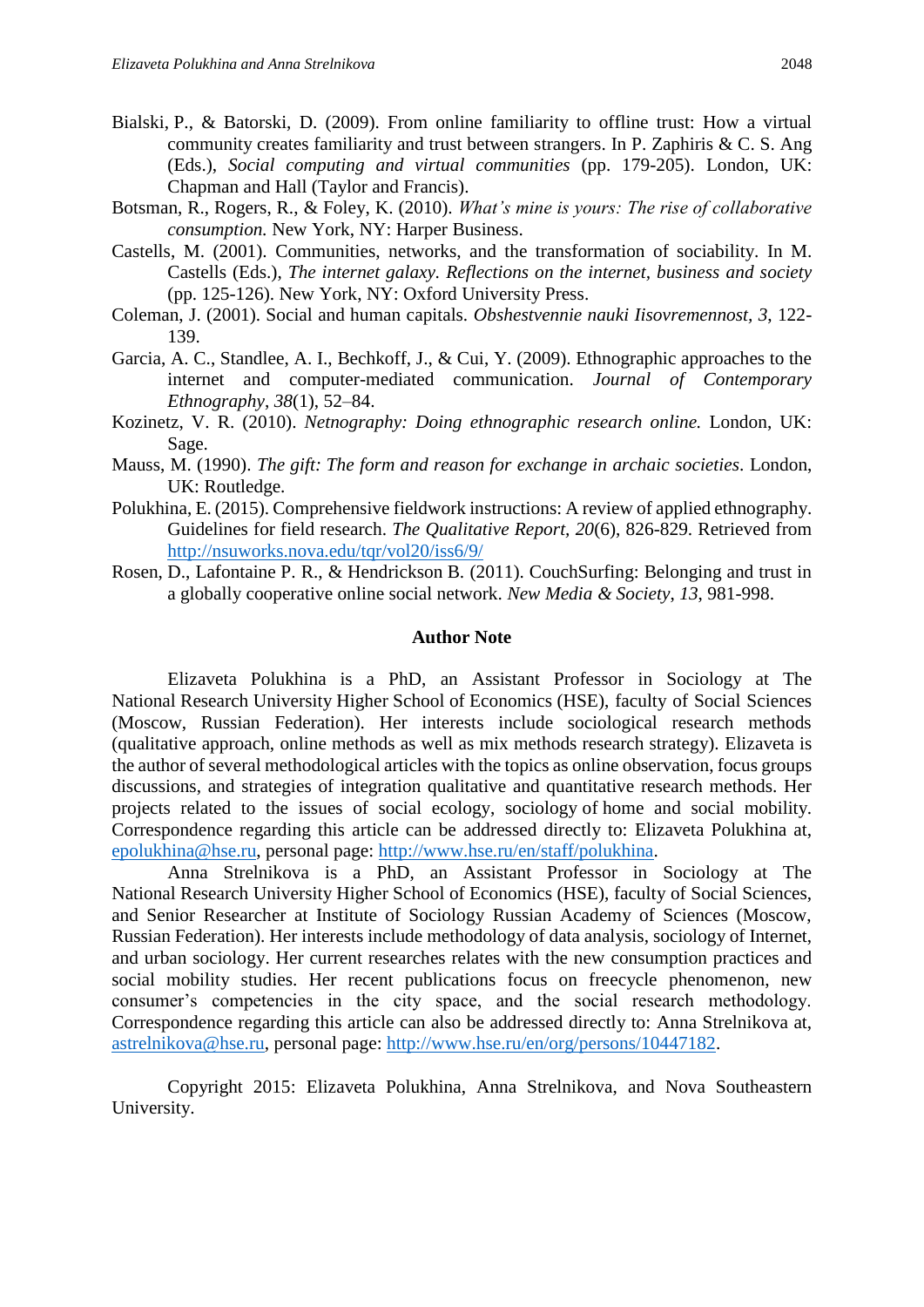Bialski, P., & Batorski, D. (2009). From online familiarity to offline trust: How a virtual community creates familiarity and trust between strangers. In P. Zaphiris & C. S. Ang (Eds.), *Social computing and virtual communities* (pp. 179-205). London, UK: Chapman and Hall (Taylor and Francis).

Botsman, R., Rogers, R., & Foley, K. (2010). *What's mine is yours: The rise of collaborative consumption.* New York, NY: Harper Business.

Castells, M. (2001). Communities, networks, and the transformation of sociability. In M. Castells (Eds.), *The internet galaxy. Reflections on the internet, business and society* (pp. 125-126). New York, NY: Oxford University Press.

Coleman, J. (2001). Social and human capitals. *Obshestvennie nauki Iisovremennost, 3*, 122-139.

Garcia, A. C., Standlee, A. I., Bechkoff, J., & Cui, Y. (2009). Ethnographic approaches to the internet and computer-mediated communication. *Journal of Contemporary Ethnography*, *38*(1), 52–84.

Kozinetz, V. R. (2010). *Netnography: Doing ethnographic research online.* London, UK: Sage.

Mauss, M. (1990). *The gift: The form and reason for exchange in archaic societies*. London, UK: Routledge.

Polukhina, E. (2015). Comprehensive fieldwork instructions: A review of applied ethnography. Guidelines for field research. *The Qualitative Report, 20*(6), 826-829. Retrieved from http://nsuworks.nova.edu/tqr/vol20/iss6/9/

Rosen, D., Lafontaine P. R., & Hendrickson B. (2011). CouchSurfing: Belonging and trust in a globally cooperative online social network. *New Media & Society*, *13*, 981-998.

## Author Note

Elizaveta Polukhina is a PhD, an Assistant Professor in Sociology at The National Research University Higher School of Economics (HSE), faculty of Social Sciences (Moscow, Russian Federation). Her interests include sociological research methods (qualitative approach, online methods as well as mix methods research strategy). Elizaveta is the author of several methodological articles with the topics as online observation, focus groups discussions, and strategies of integration qualitative and quantitative research methods. Her projects related to the issues of social ecology, sociology of home and social mobility. Correspondence regarding this article can be addressed directly to: Elizaveta Polukhina at, epolukhina@hse.ru, personal page: http://www.hse.ru/en/staff/polukhina.

Anna Strelnikova is a PhD, an Assistant Professor in Sociology at The National Research University Higher School of Economics (HSE), faculty of Social Sciences, and Senior Researcher at Institute of Sociology Russian Academy of Sciences (Moscow, Russian Federation). Her interests include methodology of data analysis, sociology of Internet, and urban sociology. Her current researches relates with the new consumption practices and social mobility studies. Her recent publications focus on freecycle phenomenon, new consumer's competencies in the city space, and the social research methodology. Correspondence regarding this article can also be addressed directly to: Anna Strelnikova at, astrelnikova@hse.ru, personal page: http://www.hse.ru/en/org/persons/10447182.

Copyright 2015: Elizaveta Polukhina, Anna Strelnikova, and Nova Southeastern University.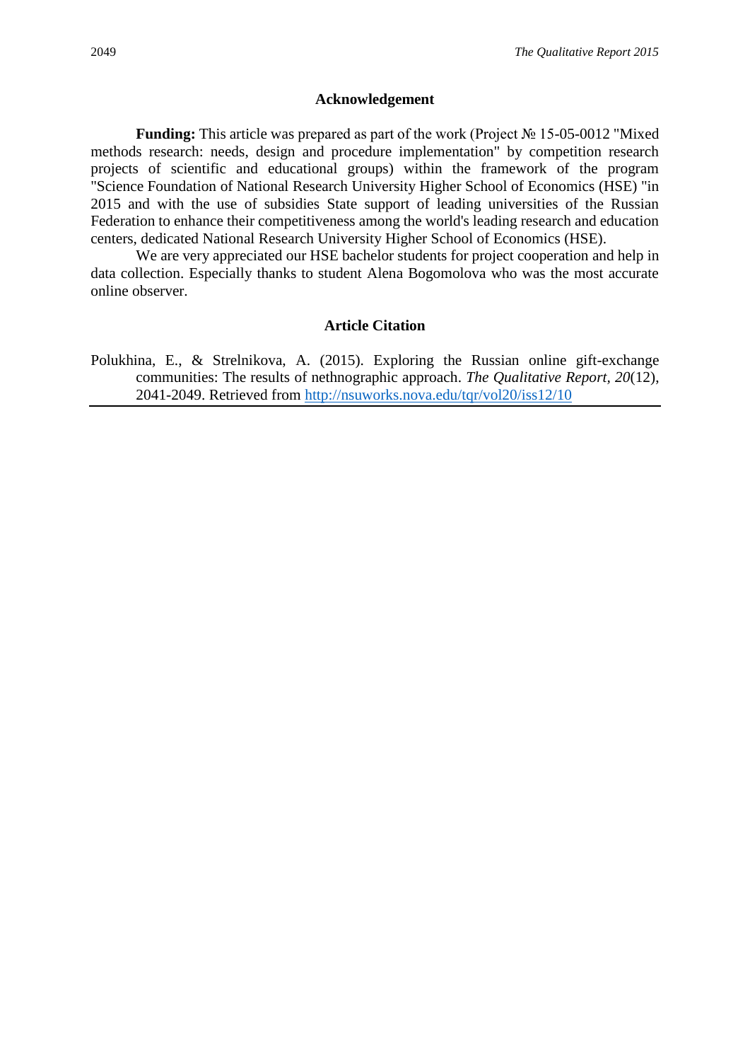## Acknowledgement

**Funding:** This article was prepared as part of the work (Project № 15-05-0012 "Mixed methods research: needs, design and procedure implementation" by competition research projects of scientific and educational groups) within the framework of the program "Science Foundation of National Research University Higher School of Economics (HSE) "in 2015 and with the use of subsidies State support of leading universities of the Russian Federation to enhance their competitiveness among the world's leading research and education centers, dedicated National Research University Higher School of Economics (HSE).

We are very appreciated our HSE bachelor students for project cooperation and help in data collection. Especially thanks to student Alena Bogomolova who was the most accurate online observer.

## Article Citation

Polukhina, E., & Strelnikova, A. (2015). Exploring the Russian online gift-exchange communities: The results of nethnographic approach. *The Qualitative Report, 20*(12), 2041-2049. Retrieved from http://nsuworks.nova.edu/tqr/vol20/iss12/10